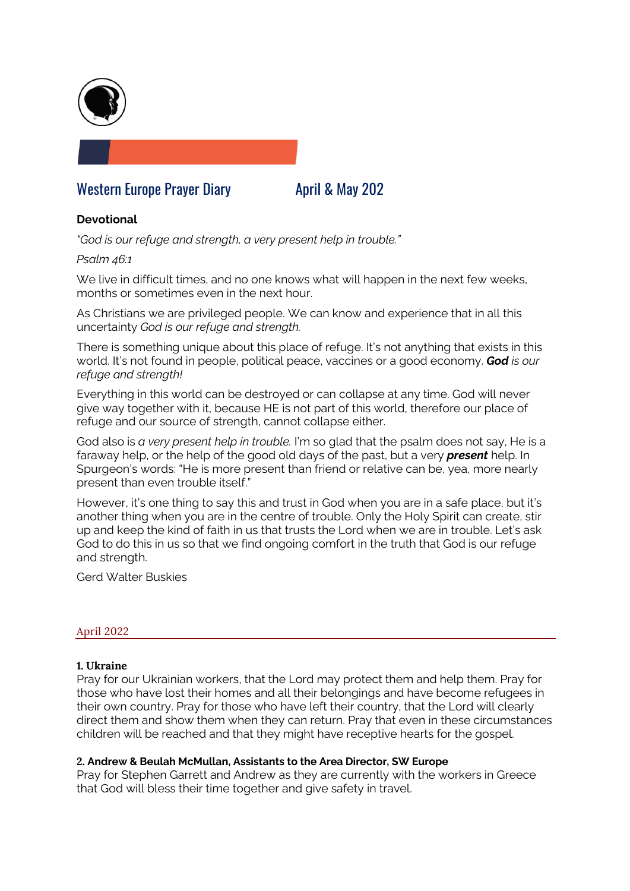# Western Europe Prayer Diary April & May 202

## Devotional

*"God is our refuge and strength, a very present help in trouble."*

*Psalm 46:1*

We live in difficult times, and no one knows what will happen in the next few weeks, months or sometimes even in the next hour.

As Christians we are privileged people. We can know and experience that in all this uncertainty *God is our refuge and strength.*

There is something unique about this place of refuge. It's not anything that exists in this world. It's not found in people, political peace, vaccines or a good economy. ***God*** *is our refuge and strength!*

Everything in this world can be destroyed or can collapse at any time. God will never give way together with it, because HE is not part of this world, therefore our place of refuge and our source of strength, cannot collapse either.

God also is *a very present help in trouble.* I'm so glad that the psalm does not say, He is a faraway help, or the help of the good old days of the past, but a very ***present*** help. In Spurgeon's words: "He is more present than friend or relative can be, yea, more nearly present than even trouble itself."

However, it's one thing to say this and trust in God when you are in a safe place, but it's another thing when you are in the centre of trouble. Only the Holy Spirit can create, stir up and keep the kind of faith in us that trusts the Lord when we are in trouble. Let's ask God to do this in us so that we find ongoing comfort in the truth that God is our refuge and strength.

Gerd Walter Buskies

## April 2022

**1. Ukraine**
Pray for our Ukrainian workers, that the Lord may protect them and help them. Pray for those who have lost their homes and all their belongings and have become refugees in their own country. Pray for those who have left their country, that the Lord will clearly direct them and show them when they can return. Pray that even in these circumstances children will be reached and that they might have receptive hearts for the gospel.

**2. Andrew & Beulah McMullan, Assistants to the Area Director, SW Europe**
Pray for Stephen Garrett and Andrew as they are currently with the workers in Greece that God will bless their time together and give safety in travel.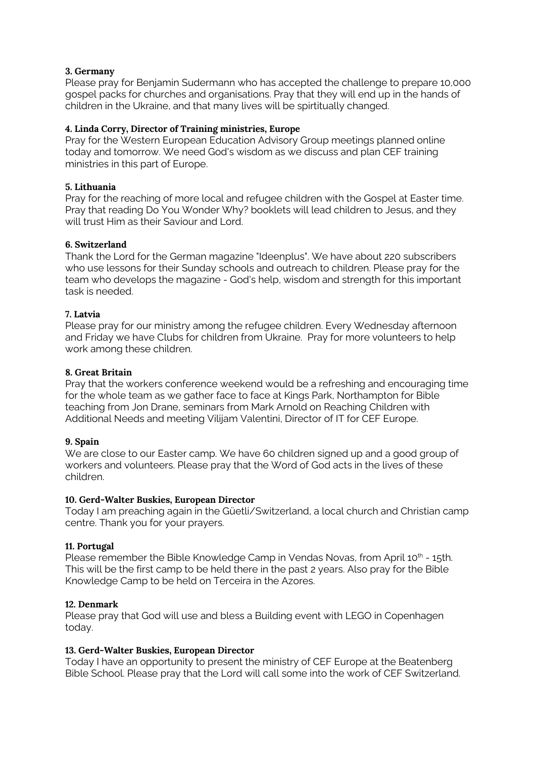**3. Germany**
Please pray for Benjamin Sudermann who has accepted the challenge to prepare 10,000 gospel packs for churches and organisations. Pray that they will end up in the hands of children in the Ukraine, and that many lives will be spirtitually changed.

**4. Linda Corry, Director of Training ministries, Europe**
Pray for the Western European Education Advisory Group meetings planned online today and tomorrow. We need God's wisdom as we discuss and plan CEF training ministries in this part of Europe.

**5. Lithuania**
Pray for the reaching of more local and refugee children with the Gospel at Easter time. Pray that reading Do You Wonder Why? booklets will lead children to Jesus, and they will trust Him as their Saviour and Lord.

**6. Switzerland**
Thank the Lord for the German magazine "Ideenplus". We have about 220 subscribers who use lessons for their Sunday schools and outreach to children. Please pray for the team who develops the magazine - God's help, wisdom and strength for this important task is needed.

**7. Latvia**
Please pray for our ministry among the refugee children. Every Wednesday afternoon and Friday we have Clubs for children from Ukraine. Pray for more volunteers to help work among these children.

**8. Great Britain**
Pray that the workers conference weekend would be a refreshing and encouraging time for the whole team as we gather face to face at Kings Park, Northampton for Bible teaching from Jon Drane, seminars from Mark Arnold on Reaching Children with Additional Needs and meeting Vilijam Valentini, Director of IT for CEF Europe.

**9. Spain**
We are close to our Easter camp. We have 60 children signed up and a good group of workers and volunteers. Please pray that the Word of God acts in the lives of these children.

**10. Gerd-Walter Buskies, European Director**
Today I am preaching again in the Güetli/Switzerland, a local church and Christian camp centre. Thank you for your prayers.

**11. Portugal**
Please remember the Bible Knowledge Camp in Vendas Novas, from April 10th - 15th. This will be the first camp to be held there in the past 2 years. Also pray for the Bible Knowledge Camp to be held on Terceira in the Azores.

**12. Denmark**
Please pray that God will use and bless a Building event with LEGO in Copenhagen today.

**13. Gerd-Walter Buskies, European Director**
Today I have an opportunity to present the ministry of CEF Europe at the Beatenberg Bible School. Please pray that the Lord will call some into the work of CEF Switzerland.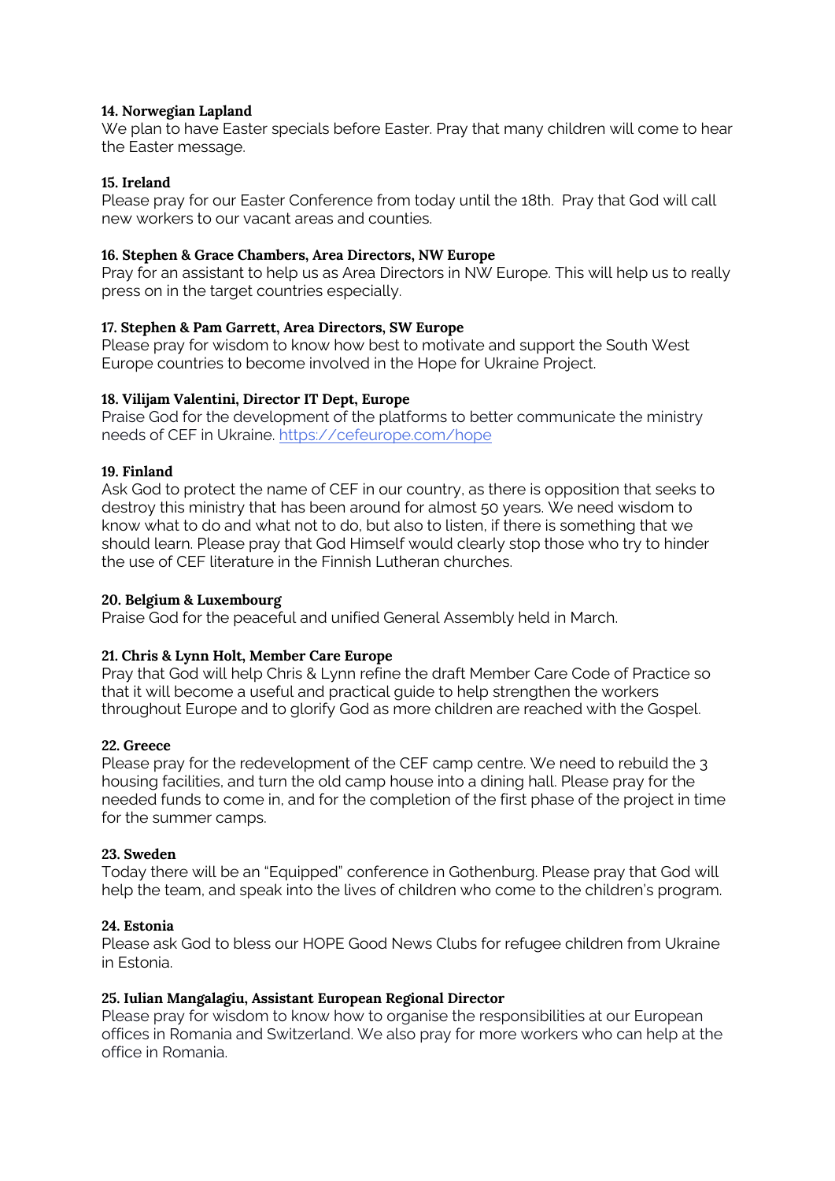**14. Norwegian Lapland**
We plan to have Easter specials before Easter. Pray that many children will come to hear the Easter message.

**15. Ireland**
Please pray for our Easter Conference from today until the 18th. Pray that God will call new workers to our vacant areas and counties.

**16. Stephen & Grace Chambers, Area Directors, NW Europe**
Pray for an assistant to help us as Area Directors in NW Europe. This will help us to really press on in the target countries especially.

**17. Stephen & Pam Garrett, Area Directors, SW Europe**
Please pray for wisdom to know how best to motivate and support the South West Europe countries to become involved in the Hope for Ukraine Project.

**18. Vilijam Valentini, Director IT Dept, Europe**
Praise God for the development of the platforms to better communicate the ministry needs of CEF in Ukraine. [https://cefeurope.com/hope](https://cefeurope.com/hope)

**19. Finland**
Ask God to protect the name of CEF in our country, as there is opposition that seeks to destroy this ministry that has been around for almost 50 years. We need wisdom to know what to do and what not to do, but also to listen, if there is something that we should learn. Please pray that God Himself would clearly stop those who try to hinder the use of CEF literature in the Finnish Lutheran churches.

**20. Belgium & Luxembourg**
Praise God for the peaceful and unified General Assembly held in March.

**21. Chris & Lynn Holt, Member Care Europe**
Pray that God will help Chris & Lynn refine the draft Member Care Code of Practice so that it will become a useful and practical guide to help strengthen the workers throughout Europe and to glorify God as more children are reached with the Gospel.

**22. Greece**
Please pray for the redevelopment of the CEF camp centre. We need to rebuild the 3 housing facilities, and turn the old camp house into a dining hall. Please pray for the needed funds to come in, and for the completion of the first phase of the project in time for the summer camps.

**23. Sweden**
Today there will be an "Equipped" conference in Gothenburg. Please pray that God will help the team, and speak into the lives of children who come to the children's program.

**24. Estonia**
Please ask God to bless our HOPE Good News Clubs for refugee children from Ukraine in Estonia.

**25. Iulian Mangalagiu, Assistant European Regional Director**
Please pray for wisdom to know how to organise the responsibilities at our European offices in Romania and Switzerland. We also pray for more workers who can help at the office in Romania.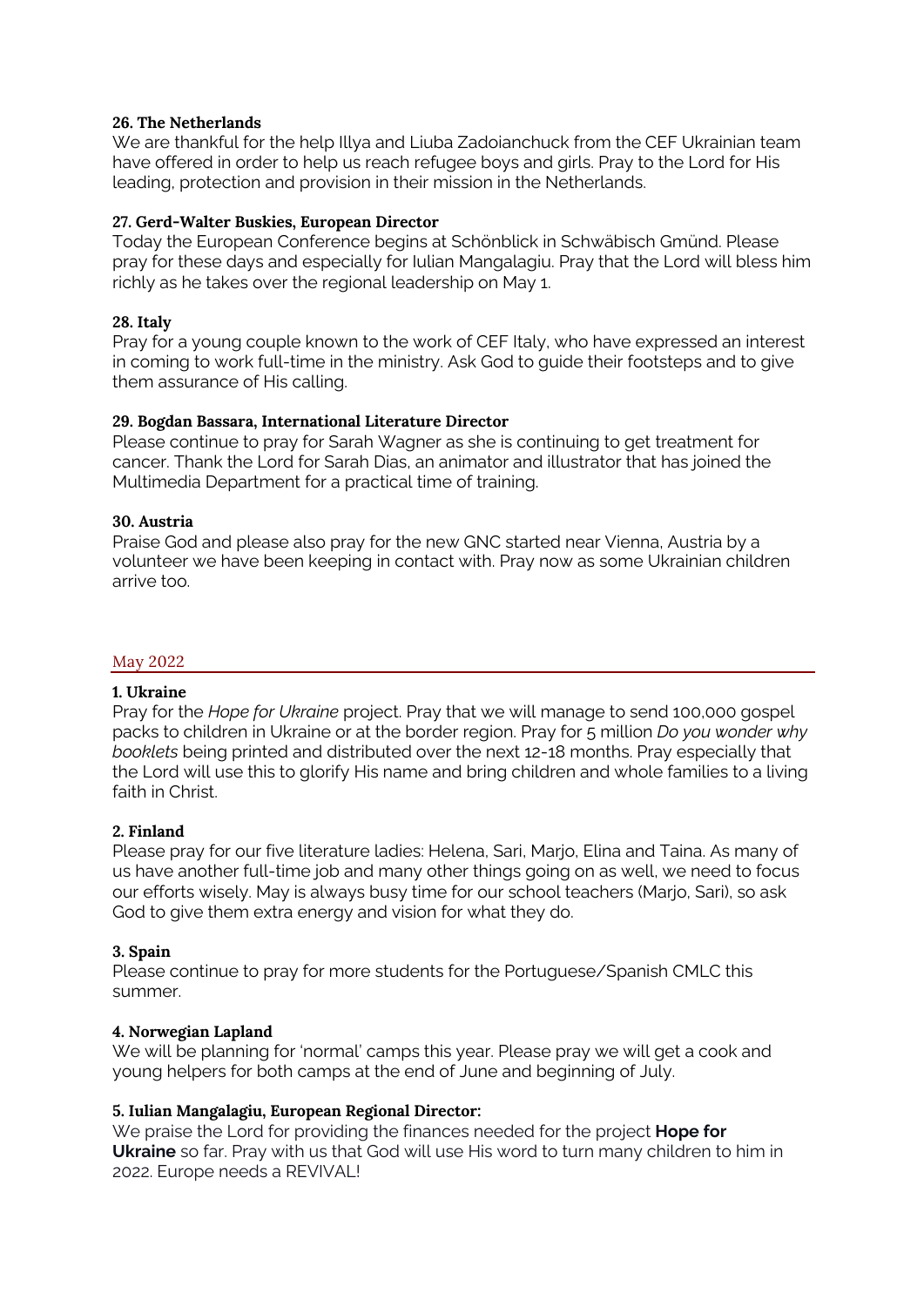**26. The Netherlands**
We are thankful for the help Illya and Liuba Zadoianchuck from the CEF Ukrainian team have offered in order to help us reach refugee boys and girls. Pray to the Lord for His leading, protection and provision in their mission in the Netherlands.

**27. Gerd-Walter Buskies, European Director**
Today the European Conference begins at Schönblick in Schwäbisch Gmünd. Please pray for these days and especially for Iulian Mangalagiu. Pray that the Lord will bless him richly as he takes over the regional leadership on May 1.

**28. Italy**
Pray for a young couple known to the work of CEF Italy, who have expressed an interest in coming to work full-time in the ministry. Ask God to guide their footsteps and to give them assurance of His calling.

**29. Bogdan Bassara, International Literature Director**
Please continue to pray for Sarah Wagner as she is continuing to get treatment for cancer. Thank the Lord for Sarah Dias, an animator and illustrator that has joined the Multimedia Department for a practical time of training.

**30. Austria**
Praise God and please also pray for the new GNC started near Vienna, Austria by a volunteer we have been keeping in contact with. Pray now as some Ukrainian children arrive too.

## May 2022

**1. Ukraine**
Pray for the *Hope for Ukraine* project. Pray that we will manage to send 100,000 gospel packs to children in Ukraine or at the border region. Pray for 5 million *Do you wonder why booklets* being printed and distributed over the next 12-18 months. Pray especially that the Lord will use this to glorify His name and bring children and whole families to a living faith in Christ.

**2. Finland**
Please pray for our five literature ladies: Helena, Sari, Marjo, Elina and Taina. As many of us have another full-time job and many other things going on as well, we need to focus our efforts wisely. May is always busy time for our school teachers (Marjo, Sari), so ask God to give them extra energy and vision for what they do.

**3. Spain**
Please continue to pray for more students for the Portuguese/Spanish CMLC this summer.

**4. Norwegian Lapland**
We will be planning for 'normal' camps this year. Please pray we will get a cook and young helpers for both camps at the end of June and beginning of July.

**5. Iulian Mangalagiu, European Regional Director:**
We praise the Lord for providing the finances needed for the project **Hope for Ukraine** so far. Pray with us that God will use His word to turn many children to him in 2022. Europe needs a REVIVAL!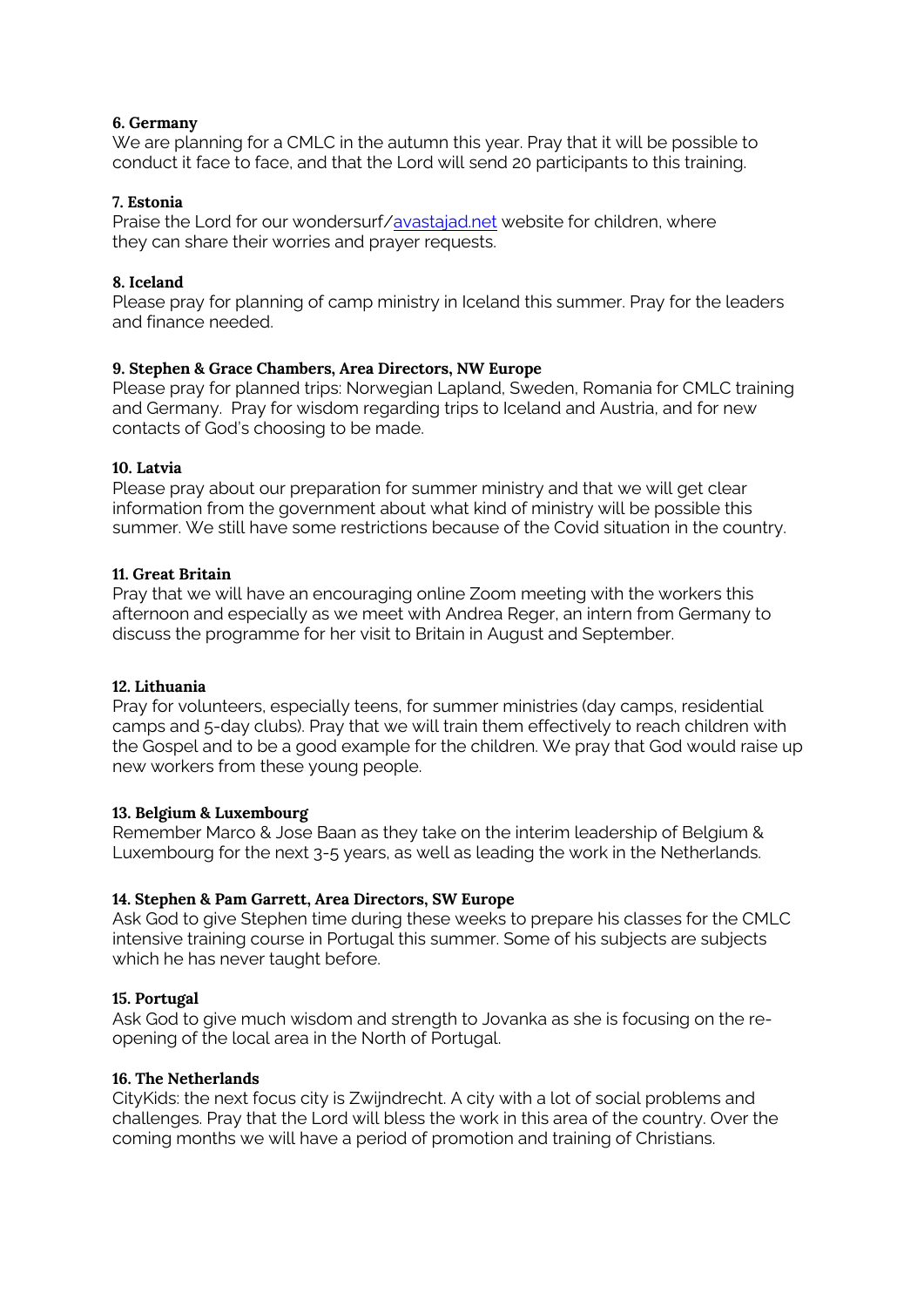**6. Germany**

We are planning for a CMLC in the autumn this year. Pray that it will be possible to conduct it face to face, and that the Lord will send 20 participants to this training.

**7. Estonia**

Praise the Lord for our wondersurf/[avastajad.net](avastajad.net) website for children, where they can share their worries and prayer requests.

**8. Iceland**

Please pray for planning of camp ministry in Iceland this summer. Pray for the leaders and finance needed.

**9. Stephen & Grace Chambers, Area Directors, NW Europe**

Please pray for planned trips: Norwegian Lapland, Sweden, Romania for CMLC training and Germany. Pray for wisdom regarding trips to Iceland and Austria, and for new contacts of God's choosing to be made.

**10. Latvia**

Please pray about our preparation for summer ministry and that we will get clear information from the government about what kind of ministry will be possible this summer. We still have some restrictions because of the Covid situation in the country.

**11. Great Britain**

Pray that we will have an encouraging online Zoom meeting with the workers this afternoon and especially as we meet with Andrea Reger, an intern from Germany to discuss the programme for her visit to Britain in August and September.

**12. Lithuania**

Pray for volunteers, especially teens, for summer ministries (day camps, residential camps and 5-day clubs). Pray that we will train them effectively to reach children with the Gospel and to be a good example for the children. We pray that God would raise up new workers from these young people.

**13. Belgium & Luxembourg**

Remember Marco & Jose Baan as they take on the interim leadership of Belgium & Luxembourg for the next 3-5 years, as well as leading the work in the Netherlands.

**14. Stephen & Pam Garrett, Area Directors, SW Europe**

Ask God to give Stephen time during these weeks to prepare his classes for the CMLC intensive training course in Portugal this summer. Some of his subjects are subjects which he has never taught before.

**15. Portugal**

Ask God to give much wisdom and strength to Jovanka as she is focusing on the re-opening of the local area in the North of Portugal.

**16. The Netherlands**

CityKids: the next focus city is Zwijndrecht. A city with a lot of social problems and challenges. Pray that the Lord will bless the work in this area of the country. Over the coming months we will have a period of promotion and training of Christians.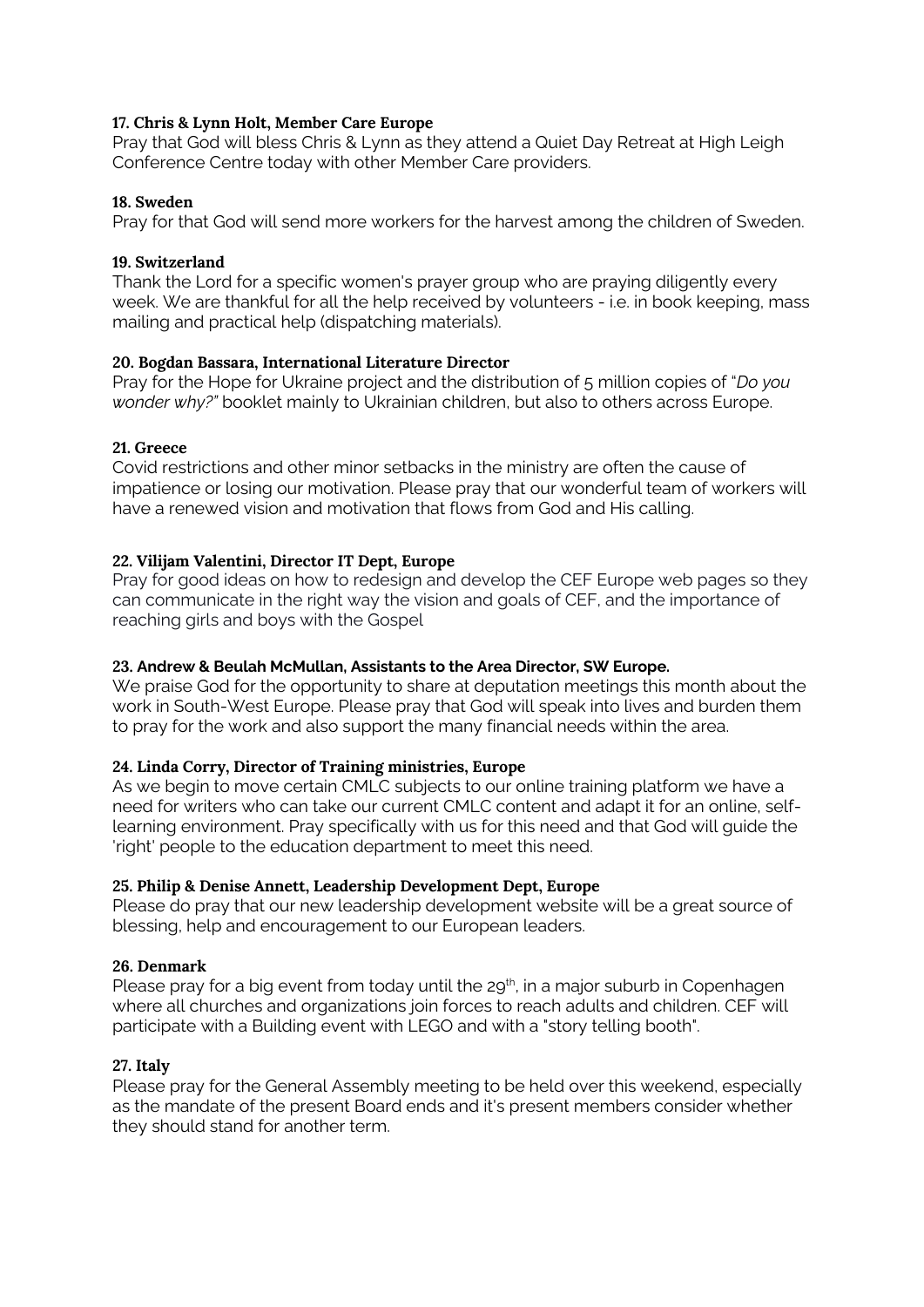**17. Chris & Lynn Holt, Member Care Europe**
Pray that God will bless Chris & Lynn as they attend a Quiet Day Retreat at High Leigh Conference Centre today with other Member Care providers.

**18. Sweden**
Pray for that God will send more workers for the harvest among the children of Sweden.

**19. Switzerland**
Thank the Lord for a specific women's prayer group who are praying diligently every week. We are thankful for all the help received by volunteers - i.e. in book keeping, mass mailing and practical help (dispatching materials).

**20. Bogdan Bassara, International Literature Director**
Pray for the Hope for Ukraine project and the distribution of 5 million copies of "*Do you wonder why?"* booklet mainly to Ukrainian children, but also to others across Europe.

**21. Greece**
Covid restrictions and other minor setbacks in the ministry are often the cause of impatience or losing our motivation. Please pray that our wonderful team of workers will have a renewed vision and motivation that flows from God and His calling.

**22. Vilijam Valentini, Director IT Dept, Europe**
Pray for good ideas on how to redesign and develop the CEF Europe web pages so they can communicate in the right way the vision and goals of CEF, and the importance of reaching girls and boys with the Gospel

**23. Andrew & Beulah McMullan, Assistants to the Area Director, SW Europe.**
We praise God for the opportunity to share at deputation meetings this month about the work in South-West Europe. Please pray that God will speak into lives and burden them to pray for the work and also support the many financial needs within the area.

**24. Linda Corry, Director of Training ministries, Europe**
As we begin to move certain CMLC subjects to our online training platform we have a need for writers who can take our current CMLC content and adapt it for an online, self-learning environment. Pray specifically with us for this need and that God will guide the 'right' people to the education department to meet this need.

**25. Philip & Denise Annett, Leadership Development Dept, Europe**
Please do pray that our new leadership development website will be a great source of blessing, help and encouragement to our European leaders.

**26. Denmark**
Please pray for a big event from today until the 29th, in a major suburb in Copenhagen where all churches and organizations join forces to reach adults and children. CEF will participate with a Building event with LEGO and with a "story telling booth".

**27. Italy**
Please pray for the General Assembly meeting to be held over this weekend, especially as the mandate of the present Board ends and it's present members consider whether they should stand for another term.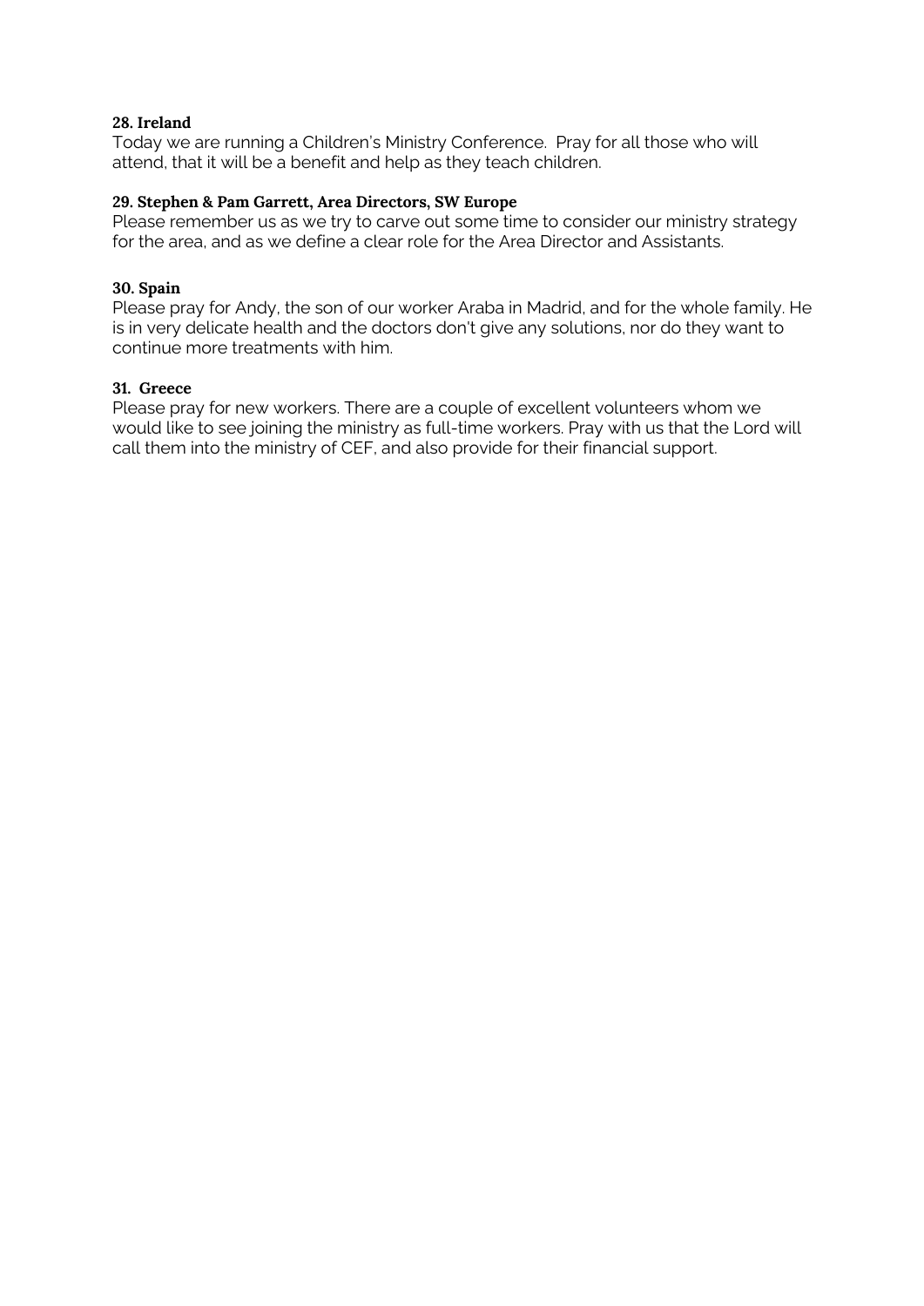**28. Ireland**
Today we are running a Children's Ministry Conference. Pray for all those who will attend, that it will be a benefit and help as they teach children.

**29. Stephen & Pam Garrett, Area Directors, SW Europe**
Please remember us as we try to carve out some time to consider our ministry strategy for the area, and as we define a clear role for the Area Director and Assistants.

**30. Spain**
Please pray for Andy, the son of our worker Araba in Madrid, and for the whole family. He is in very delicate health and the doctors don't give any solutions, nor do they want to continue more treatments with him.

**31. Greece**
Please pray for new workers. There are a couple of excellent volunteers whom we would like to see joining the ministry as full-time workers. Pray with us that the Lord will call them into the ministry of CEF, and also provide for their financial support.